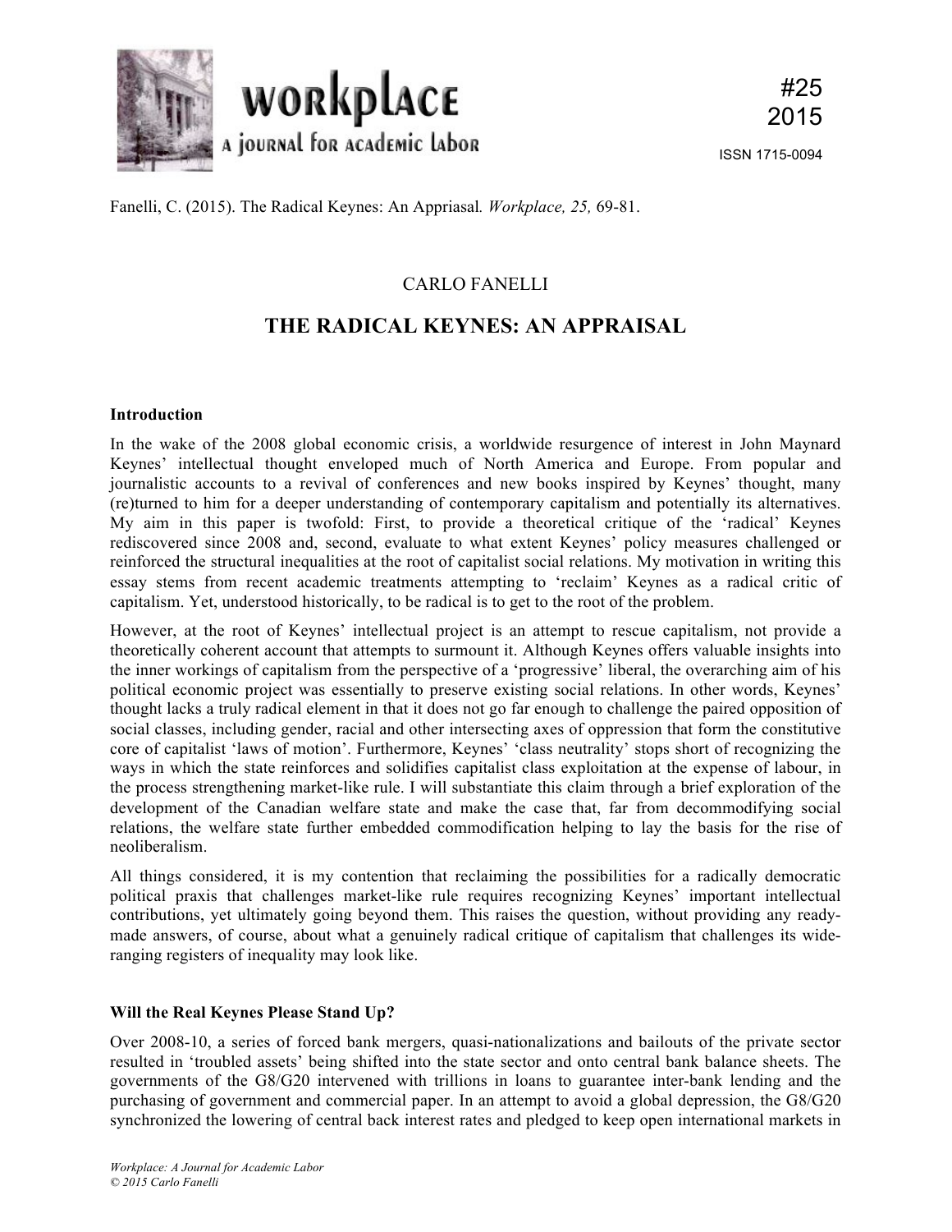Fanelli, C. (2015). The Radical Keynes: An Appriasal. *Workplace, 25,* 69-81.

CARLO FANELLI

# THE RADICAL KEYNES: AN APPRAISAL

## Introduction

In the wake of the 2008 global economic crisis, a worldwide resurgence of interest in John Maynard Keynes' intellectual thought enveloped much of North America and Europe. From popular and journalistic accounts to a revival of conferences and new books inspired by Keynes' thought, many (re)turned to him for a deeper understanding of contemporary capitalism and potentially its alternatives. My aim in this paper is twofold: First, to provide a theoretical critique of the 'radical' Keynes rediscovered since 2008 and, second, evaluate to what extent Keynes' policy measures challenged or reinforced the structural inequalities at the root of capitalist social relations. My motivation in writing this essay stems from recent academic treatments attempting to 'reclaim' Keynes as a radical critic of capitalism. Yet, understood historically, to be radical is to get to the root of the problem.

However, at the root of Keynes' intellectual project is an attempt to rescue capitalism, not provide a theoretically coherent account that attempts to surmount it. Although Keynes offers valuable insights into the inner workings of capitalism from the perspective of a 'progressive' liberal, the overarching aim of his political economic project was essentially to preserve existing social relations. In other words, Keynes' thought lacks a truly radical element in that it does not go far enough to challenge the paired opposition of social classes, including gender, racial and other intersecting axes of oppression that form the constitutive core of capitalist 'laws of motion'. Furthermore, Keynes' 'class neutrality' stops short of recognizing the ways in which the state reinforces and solidifies capitalist class exploitation at the expense of labour, in the process strengthening market-like rule. I will substantiate this claim through a brief exploration of the development of the Canadian welfare state and make the case that, far from decommodifying social relations, the welfare state further embedded commodification helping to lay the basis for the rise of neoliberalism.

All things considered, it is my contention that reclaiming the possibilities for a radically democratic political praxis that challenges market-like rule requires recognizing Keynes' important intellectual contributions, yet ultimately going beyond them. This raises the question, without providing any ready-made answers, of course, about what a genuinely radical critique of capitalism that challenges its wide-ranging registers of inequality may look like.

## Will the Real Keynes Please Stand Up?

Over 2008-10, a series of forced bank mergers, quasi-nationalizations and bailouts of the private sector resulted in 'troubled assets' being shifted into the state sector and onto central bank balance sheets. The governments of the G8/G20 intervened with trillions in loans to guarantee inter-bank lending and the purchasing of government and commercial paper. In an attempt to avoid a global depression, the G8/G20 synchronized the lowering of central back interest rates and pledged to keep open international markets in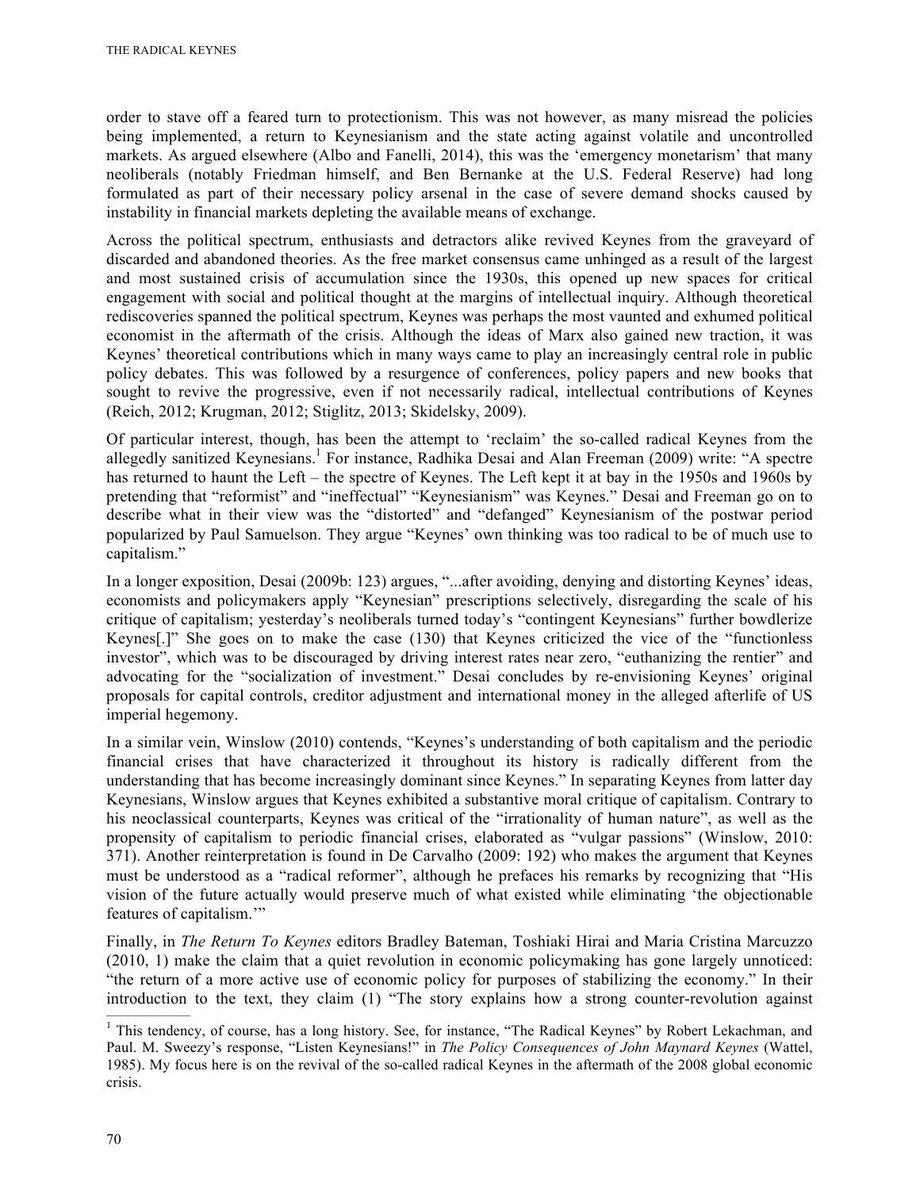order to stave off a feared turn to protectionism. This was not however, as many misread the policies being implemented, a return to Keynesianism and the state acting against volatile and uncontrolled markets. As argued elsewhere (Albo and Fanelli, 2014), this was the 'emergency monetarism' that many neoliberals (notably Friedman himself, and Ben Bernanke at the U.S. Federal Reserve) had long formulated as part of their necessary policy arsenal in the case of severe demand shocks caused by instability in financial markets depleting the available means of exchange.

Across the political spectrum, enthusiasts and detractors alike revived Keynes from the graveyard of discarded and abandoned theories. As the free market consensus came unhinged as a result of the largest and most sustained crisis of accumulation since the 1930s, this opened up new spaces for critical engagement with social and political thought at the margins of intellectual inquiry. Although theoretical rediscoveries spanned the political spectrum, Keynes was perhaps the most vaunted and exhumed political economist in the aftermath of the crisis. Although the ideas of Marx also gained new traction, it was Keynes' theoretical contributions which in many ways came to play an increasingly central role in public policy debates. This was followed by a resurgence of conferences, policy papers and new books that sought to revive the progressive, even if not necessarily radical, intellectual contributions of Keynes (Reich, 2012; Krugman, 2012; Stiglitz, 2013; Skidelsky, 2009).

Of particular interest, though, has been the attempt to 'reclaim' the so-called radical Keynes from the allegedly sanitized Keynesians.[1] For instance, Radhika Desai and Alan Freeman (2009) write: "A spectre has returned to haunt the Left – the spectre of Keynes. The Left kept it at bay in the 1950s and 1960s by pretending that "reformist" and "ineffectual" "Keynesianism" was Keynes." Desai and Freeman go on to describe what in their view was the "distorted" and "defanged" Keynesianism of the postwar period popularized by Paul Samuelson. They argue "Keynes' own thinking was too radical to be of much use to capitalism."

In a longer exposition, Desai (2009b: 123) argues, "...after avoiding, denying and distorting Keynes' ideas, economists and policymakers apply "Keynesian" prescriptions selectively, disregarding the scale of his critique of capitalism; yesterday's neoliberals turned today's "contingent Keynesians" further bowdlerize Keynes[.]" She goes on to make the case (130) that Keynes criticized the vice of the "functionless investor", which was to be discouraged by driving interest rates near zero, "euthanizing the rentier" and advocating for the "socialization of investment." Desai concludes by re-envisioning Keynes' original proposals for capital controls, creditor adjustment and international money in the alleged afterlife of US imperial hegemony.

In a similar vein, Winslow (2010) contends, "Keynes's understanding of both capitalism and the periodic financial crises that have characterized it throughout its history is radically different from the understanding that has become increasingly dominant since Keynes." In separating Keynes from latter day Keynesians, Winslow argues that Keynes exhibited a substantive moral critique of capitalism. Contrary to his neoclassical counterparts, Keynes was critical of the "irrationality of human nature", as well as the propensity of capitalism to periodic financial crises, elaborated as "vulgar passions" (Winslow, 2010: 371). Another reinterpretation is found in De Carvalho (2009: 192) who makes the argument that Keynes must be understood as a "radical reformer", although he prefaces his remarks by recognizing that "His vision of the future actually would preserve much of what existed while eliminating 'the objectionable features of capitalism.'"

Finally, in *The Return To Keynes* editors Bradley Bateman, Toshiaki Hirai and Maria Cristina Marcuzzo (2010, 1) make the claim that a quiet revolution in economic policymaking has gone largely unnoticed: "the return of a more active use of economic policy for purposes of stabilizing the economy." In their introduction to the text, they claim (1) "The story explains how a strong counter-revolution against

---

[1] This tendency, of course, has a long history. See, for instance, "The Radical Keynes" by Robert Lekachman, and Paul. M. Sweezy's response, "Listen Keynesians!" in *The Policy Consequences of John Maynard Keynes* (Wattel, 1985). My focus here is on the revival of the so-called radical Keynes in the aftermath of the 2008 global economic crisis.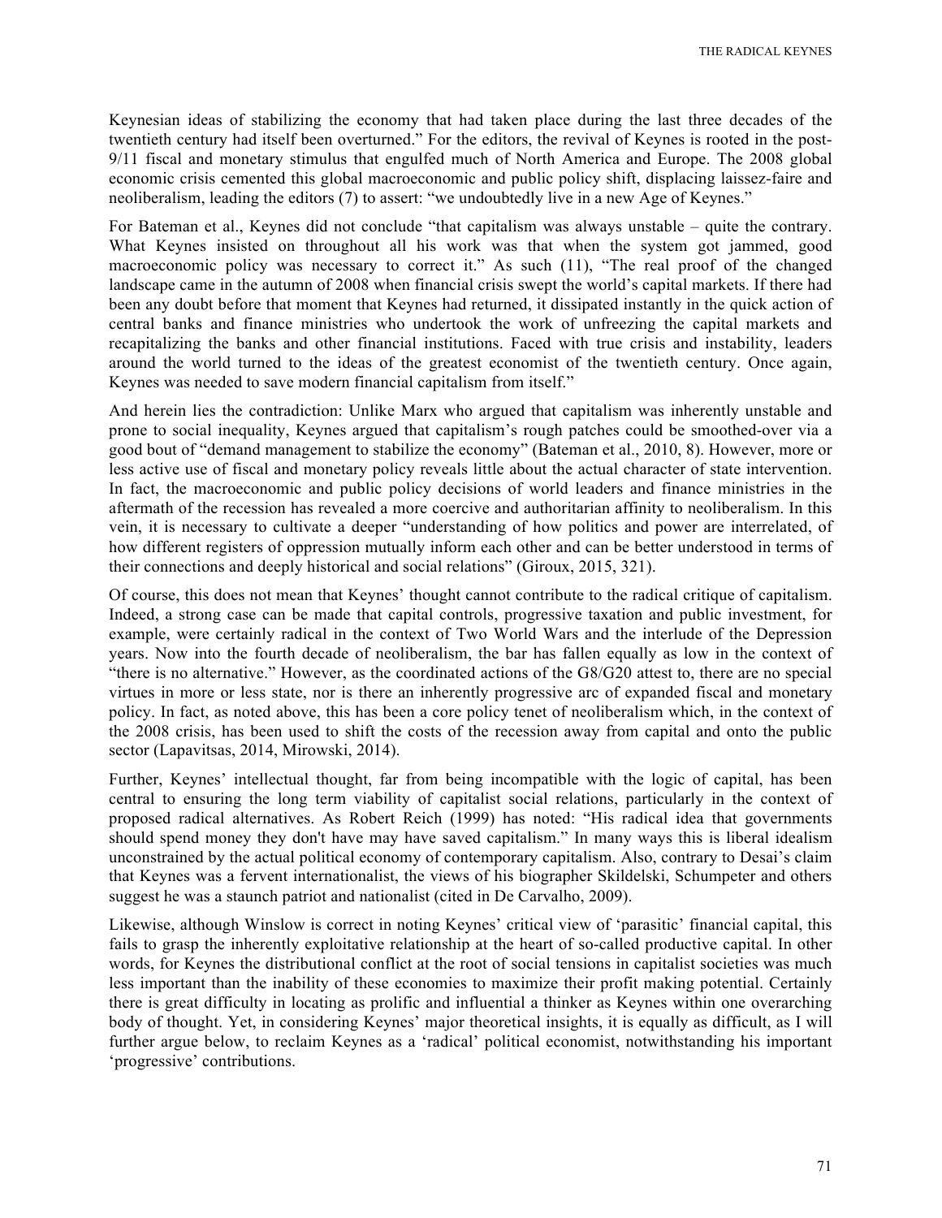Keynesian ideas of stabilizing the economy that had taken place during the last three decades of the twentieth century had itself been overturned." For the editors, the revival of Keynes is rooted in the post-9/11 fiscal and monetary stimulus that engulfed much of North America and Europe. The 2008 global economic crisis cemented this global macroeconomic and public policy shift, displacing laissez-faire and neoliberalism, leading the editors (7) to assert: "we undoubtedly live in a new Age of Keynes."

For Bateman et al., Keynes did not conclude "that capitalism was always unstable – quite the contrary. What Keynes insisted on throughout all his work was that when the system got jammed, good macroeconomic policy was necessary to correct it." As such (11), "The real proof of the changed landscape came in the autumn of 2008 when financial crisis swept the world's capital markets. If there had been any doubt before that moment that Keynes had returned, it dissipated instantly in the quick action of central banks and finance ministries who undertook the work of unfreezing the capital markets and recapitalizing the banks and other financial institutions. Faced with true crisis and instability, leaders around the world turned to the ideas of the greatest economist of the twentieth century. Once again, Keynes was needed to save modern financial capitalism from itself."

And herein lies the contradiction: Unlike Marx who argued that capitalism was inherently unstable and prone to social inequality, Keynes argued that capitalism's rough patches could be smoothed-over via a good bout of "demand management to stabilize the economy" (Bateman et al., 2010, 8). However, more or less active use of fiscal and monetary policy reveals little about the actual character of state intervention. In fact, the macroeconomic and public policy decisions of world leaders and finance ministries in the aftermath of the recession has revealed a more coercive and authoritarian affinity to neoliberalism. In this vein, it is necessary to cultivate a deeper "understanding of how politics and power are interrelated, of how different registers of oppression mutually inform each other and can be better understood in terms of their connections and deeply historical and social relations" (Giroux, 2015, 321).

Of course, this does not mean that Keynes' thought cannot contribute to the radical critique of capitalism. Indeed, a strong case can be made that capital controls, progressive taxation and public investment, for example, were certainly radical in the context of Two World Wars and the interlude of the Depression years. Now into the fourth decade of neoliberalism, the bar has fallen equally as low in the context of "there is no alternative." However, as the coordinated actions of the G8/G20 attest to, there are no special virtues in more or less state, nor is there an inherently progressive arc of expanded fiscal and monetary policy. In fact, as noted above, this has been a core policy tenet of neoliberalism which, in the context of the 2008 crisis, has been used to shift the costs of the recession away from capital and onto the public sector (Lapavitsas, 2014, Mirowski, 2014).

Further, Keynes' intellectual thought, far from being incompatible with the logic of capital, has been central to ensuring the long term viability of capitalist social relations, particularly in the context of proposed radical alternatives. As Robert Reich (1999) has noted: "His radical idea that governments should spend money they don't have may have saved capitalism." In many ways this is liberal idealism unconstrained by the actual political economy of contemporary capitalism. Also, contrary to Desai's claim that Keynes was a fervent internationalist, the views of his biographer Skildelski, Schumpeter and others suggest he was a staunch patriot and nationalist (cited in De Carvalho, 2009).

Likewise, although Winslow is correct in noting Keynes' critical view of 'parasitic' financial capital, this fails to grasp the inherently exploitative relationship at the heart of so-called productive capital. In other words, for Keynes the distributional conflict at the root of social tensions in capitalist societies was much less important than the inability of these economies to maximize their profit making potential. Certainly there is great difficulty in locating as prolific and influential a thinker as Keynes within one overarching body of thought. Yet, in considering Keynes' major theoretical insights, it is equally as difficult, as I will further argue below, to reclaim Keynes as a 'radical' political economist, notwithstanding his important 'progressive' contributions.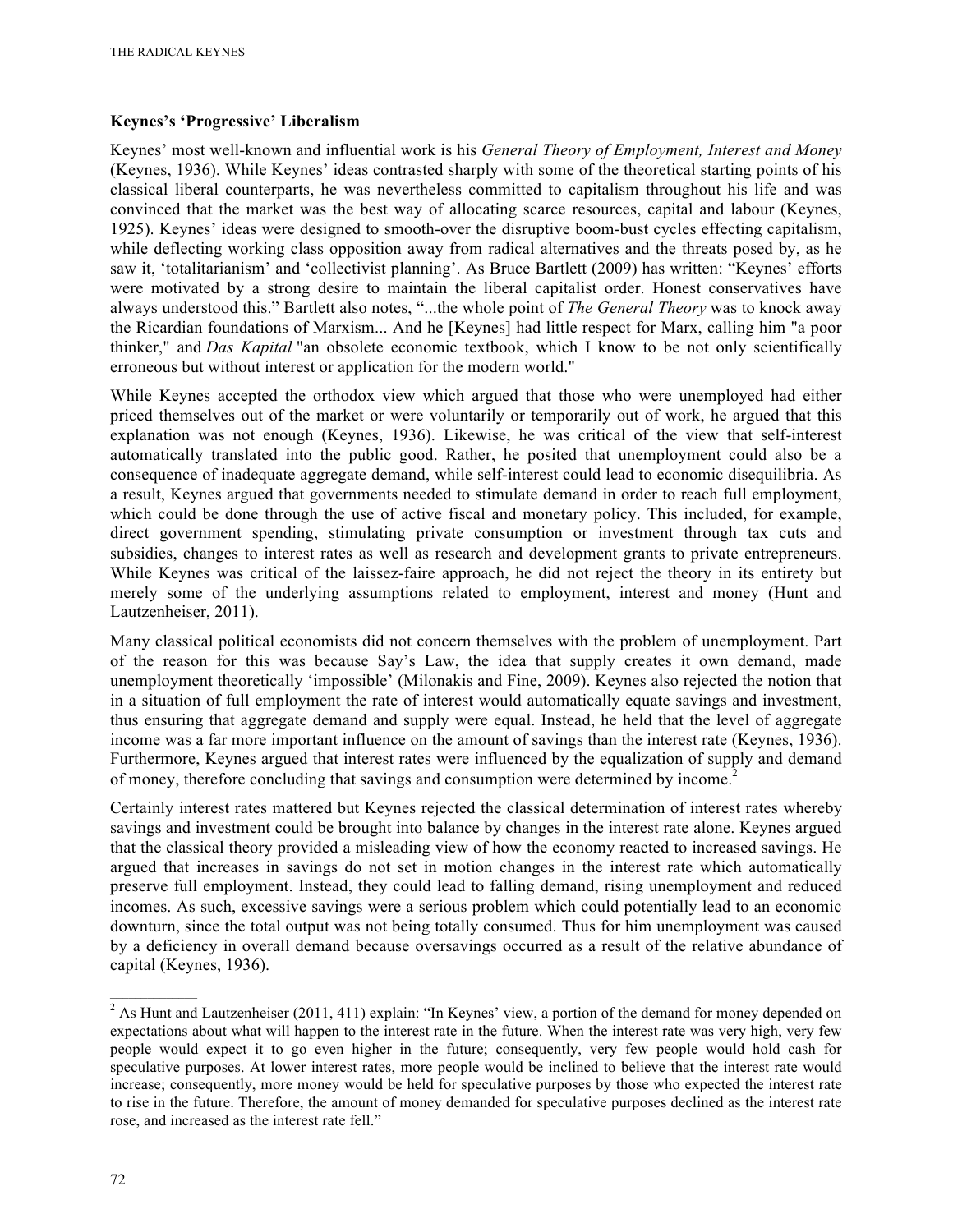### Keynes's 'Progressive' Liberalism

Keynes' most well-known and influential work is his *General Theory of Employment, Interest and Money* (Keynes, 1936). While Keynes' ideas contrasted sharply with some of the theoretical starting points of his classical liberal counterparts, he was nevertheless committed to capitalism throughout his life and was convinced that the market was the best way of allocating scarce resources, capital and labour (Keynes, 1925). Keynes' ideas were designed to smooth-over the disruptive boom-bust cycles effecting capitalism, while deflecting working class opposition away from radical alternatives and the threats posed by, as he saw it, 'totalitarianism' and 'collectivist planning'. As Bruce Bartlett (2009) has written: "Keynes' efforts were motivated by a strong desire to maintain the liberal capitalist order. Honest conservatives have always understood this." Bartlett also notes, "...the whole point of *The General Theory* was to knock away the Ricardian foundations of Marxism... And he [Keynes] had little respect for Marx, calling him "a poor thinker," and *Das Kapital* "an obsolete economic textbook, which I know to be not only scientifically erroneous but without interest or application for the modern world."

While Keynes accepted the orthodox view which argued that those who were unemployed had either priced themselves out of the market or were voluntarily or temporarily out of work, he argued that this explanation was not enough (Keynes, 1936). Likewise, he was critical of the view that self-interest automatically translated into the public good. Rather, he posited that unemployment could also be a consequence of inadequate aggregate demand, while self-interest could lead to economic disequilibria. As a result, Keynes argued that governments needed to stimulate demand in order to reach full employment, which could be done through the use of active fiscal and monetary policy. This included, for example, direct government spending, stimulating private consumption or investment through tax cuts and subsidies, changes to interest rates as well as research and development grants to private entrepreneurs. While Keynes was critical of the laissez-faire approach, he did not reject the theory in its entirety but merely some of the underlying assumptions related to employment, interest and money (Hunt and Lautzenheiser, 2011).

Many classical political economists did not concern themselves with the problem of unemployment. Part of the reason for this was because Say's Law, the idea that supply creates it own demand, made unemployment theoretically 'impossible' (Milonakis and Fine, 2009). Keynes also rejected the notion that in a situation of full employment the rate of interest would automatically equate savings and investment, thus ensuring that aggregate demand and supply were equal. Instead, he held that the level of aggregate income was a far more important influence on the amount of savings than the interest rate (Keynes, 1936). Furthermore, Keynes argued that interest rates were influenced by the equalization of supply and demand of money, therefore concluding that savings and consumption were determined by income.[2]

Certainly interest rates mattered but Keynes rejected the classical determination of interest rates whereby savings and investment could be brought into balance by changes in the interest rate alone. Keynes argued that the classical theory provided a misleading view of how the economy reacted to increased savings. He argued that increases in savings do not set in motion changes in the interest rate which automatically preserve full employment. Instead, they could lead to falling demand, rising unemployment and reduced incomes. As such, excessive savings were a serious problem which could potentially lead to an economic downturn, since the total output was not being totally consumed. Thus for him unemployment was caused by a deficiency in overall demand because oversavings occurred as a result of the relative abundance of capital (Keynes, 1936).

---

[2] As Hunt and Lautzenheiser (2011, 411) explain: "In Keynes' view, a portion of the demand for money depended on expectations about what will happen to the interest rate in the future. When the interest rate was very high, very few people would expect it to go even higher in the future; consequently, very few people would hold cash for speculative purposes. At lower interest rates, more people would be inclined to believe that the interest rate would increase; consequently, more money would be held for speculative purposes by those who expected the interest rate to rise in the future. Therefore, the amount of money demanded for speculative purposes declined as the interest rate rose, and increased as the interest rate fell."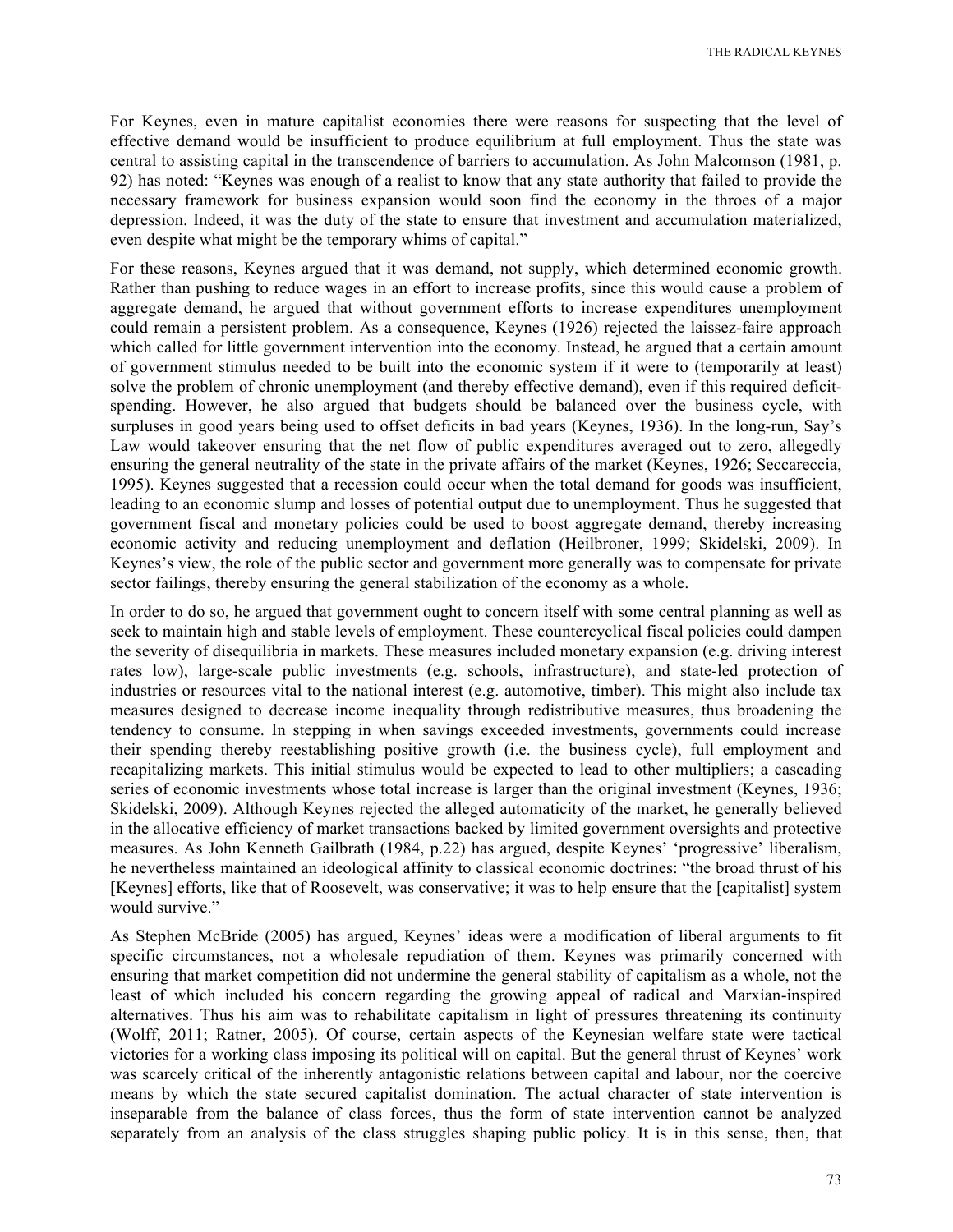For Keynes, even in mature capitalist economies there were reasons for suspecting that the level of effective demand would be insufficient to produce equilibrium at full employment. Thus the state was central to assisting capital in the transcendence of barriers to accumulation. As John Malcomson (1981, p. 92) has noted: "Keynes was enough of a realist to know that any state authority that failed to provide the necessary framework for business expansion would soon find the economy in the throes of a major depression. Indeed, it was the duty of the state to ensure that investment and accumulation materialized, even despite what might be the temporary whims of capital."

For these reasons, Keynes argued that it was demand, not supply, which determined economic growth. Rather than pushing to reduce wages in an effort to increase profits, since this would cause a problem of aggregate demand, he argued that without government efforts to increase expenditures unemployment could remain a persistent problem. As a consequence, Keynes (1926) rejected the laissez-faire approach which called for little government intervention into the economy. Instead, he argued that a certain amount of government stimulus needed to be built into the economic system if it were to (temporarily at least) solve the problem of chronic unemployment (and thereby effective demand), even if this required deficit-spending. However, he also argued that budgets should be balanced over the business cycle, with surpluses in good years being used to offset deficits in bad years (Keynes, 1936). In the long-run, Say's Law would takeover ensuring that the net flow of public expenditures averaged out to zero, allegedly ensuring the general neutrality of the state in the private affairs of the market (Keynes, 1926; Seccareccia, 1995). Keynes suggested that a recession could occur when the total demand for goods was insufficient, leading to an economic slump and losses of potential output due to unemployment. Thus he suggested that government fiscal and monetary policies could be used to boost aggregate demand, thereby increasing economic activity and reducing unemployment and deflation (Heilbroner, 1999; Skidelski, 2009). In Keynes's view, the role of the public sector and government more generally was to compensate for private sector failings, thereby ensuring the general stabilization of the economy as a whole.

In order to do so, he argued that government ought to concern itself with some central planning as well as seek to maintain high and stable levels of employment. These countercyclical fiscal policies could dampen the severity of disequilibria in markets. These measures included monetary expansion (e.g. driving interest rates low), large-scale public investments (e.g. schools, infrastructure), and state-led protection of industries or resources vital to the national interest (e.g. automotive, timber). This might also include tax measures designed to decrease income inequality through redistributive measures, thus broadening the tendency to consume. In stepping in when savings exceeded investments, governments could increase their spending thereby reestablishing positive growth (i.e. the business cycle), full employment and recapitalizing markets. This initial stimulus would be expected to lead to other multipliers; a cascading series of economic investments whose total increase is larger than the original investment (Keynes, 1936; Skidelski, 2009). Although Keynes rejected the alleged automaticity of the market, he generally believed in the allocative efficiency of market transactions backed by limited government oversights and protective measures. As John Kenneth Gailbrath (1984, p.22) has argued, despite Keynes' 'progressive' liberalism, he nevertheless maintained an ideological affinity to classical economic doctrines: "the broad thrust of his [Keynes] efforts, like that of Roosevelt, was conservative; it was to help ensure that the [capitalist] system would survive."

As Stephen McBride (2005) has argued, Keynes' ideas were a modification of liberal arguments to fit specific circumstances, not a wholesale repudiation of them. Keynes was primarily concerned with ensuring that market competition did not undermine the general stability of capitalism as a whole, not the least of which included his concern regarding the growing appeal of radical and Marxian-inspired alternatives. Thus his aim was to rehabilitate capitalism in light of pressures threatening its continuity (Wolff, 2011; Ratner, 2005). Of course, certain aspects of the Keynesian welfare state were tactical victories for a working class imposing its political will on capital. But the general thrust of Keynes' work was scarcely critical of the inherently antagonistic relations between capital and labour, nor the coercive means by which the state secured capitalist domination. The actual character of state intervention is inseparable from the balance of class forces, thus the form of state intervention cannot be analyzed separately from an analysis of the class struggles shaping public policy. It is in this sense, then, that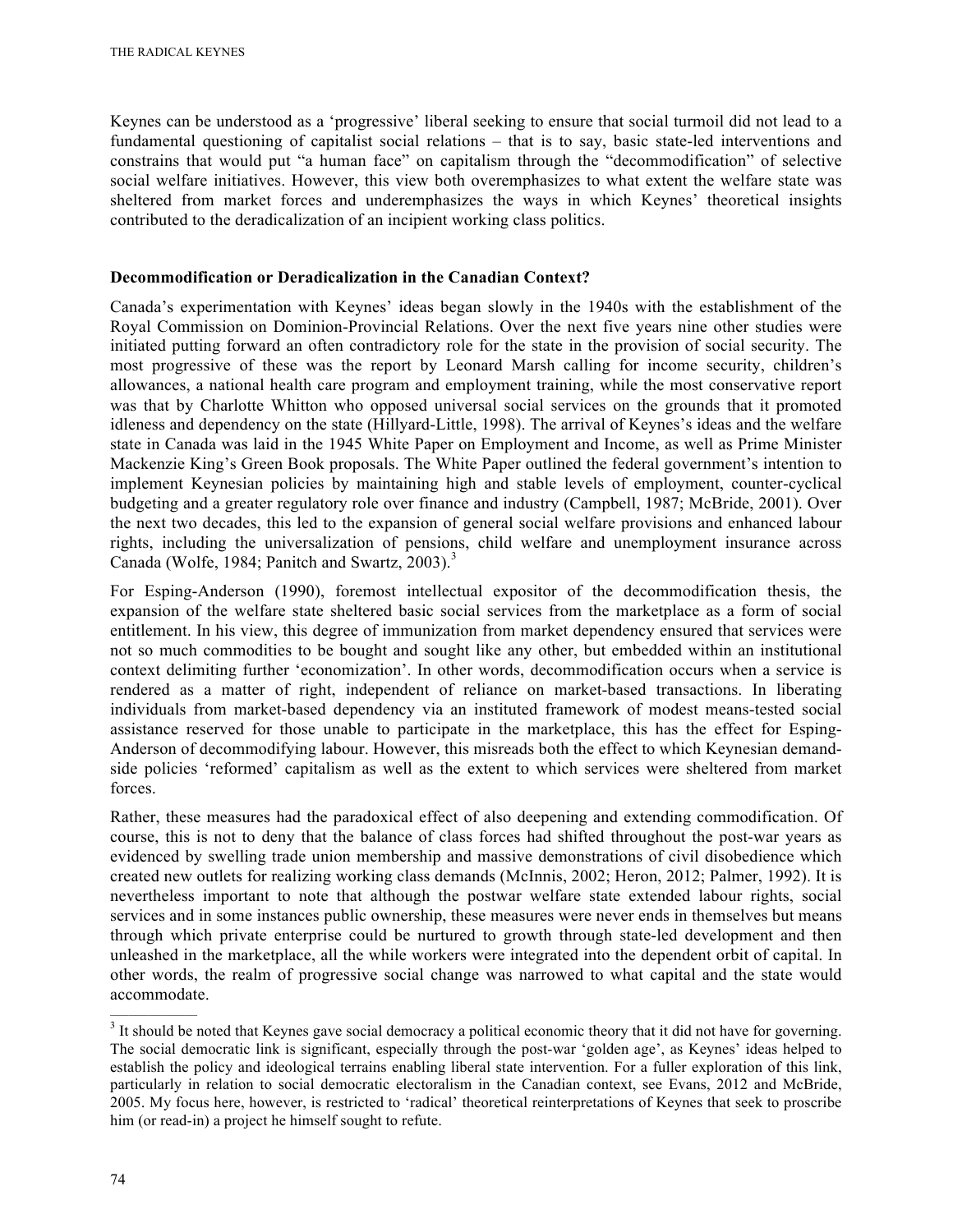Keynes can be understood as a 'progressive' liberal seeking to ensure that social turmoil did not lead to a fundamental questioning of capitalist social relations – that is to say, basic state-led interventions and constrains that would put "a human face" on capitalism through the "decommodification" of selective social welfare initiatives. However, this view both overemphasizes to what extent the welfare state was sheltered from market forces and underemphasizes the ways in which Keynes' theoretical insights contributed to the deradicalization of an incipient working class politics.

**Decommodification or Deradicalization in the Canadian Context?**

Canada's experimentation with Keynes' ideas began slowly in the 1940s with the establishment of the Royal Commission on Dominion-Provincial Relations. Over the next five years nine other studies were initiated putting forward an often contradictory role for the state in the provision of social security. The most progressive of these was the report by Leonard Marsh calling for income security, children's allowances, a national health care program and employment training, while the most conservative report was that by Charlotte Whitton who opposed universal social services on the grounds that it promoted idleness and dependency on the state (Hillyard-Little, 1998). The arrival of Keynes's ideas and the welfare state in Canada was laid in the 1945 White Paper on Employment and Income, as well as Prime Minister Mackenzie King's Green Book proposals. The White Paper outlined the federal government's intention to implement Keynesian policies by maintaining high and stable levels of employment, counter-cyclical budgeting and a greater regulatory role over finance and industry (Campbell, 1987; McBride, 2001). Over the next two decades, this led to the expansion of general social welfare provisions and enhanced labour rights, including the universalization of pensions, child welfare and unemployment insurance across Canada (Wolfe, 1984; Panitch and Swartz, 2003).[3]

For Esping-Anderson (1990), foremost intellectual expositor of the decommodification thesis, the expansion of the welfare state sheltered basic social services from the marketplace as a form of social entitlement. In his view, this degree of immunization from market dependency ensured that services were not so much commodities to be bought and sought like any other, but embedded within an institutional context delimiting further 'economization'. In other words, decommodification occurs when a service is rendered as a matter of right, independent of reliance on market-based transactions. In liberating individuals from market-based dependency via an instituted framework of modest means-tested social assistance reserved for those unable to participate in the marketplace, this has the effect for Esping-Anderson of decommodifying labour. However, this misreads both the effect to which Keynesian demand-side policies 'reformed' capitalism as well as the extent to which services were sheltered from market forces.

Rather, these measures had the paradoxical effect of also deepening and extending commodification. Of course, this is not to deny that the balance of class forces had shifted throughout the post-war years as evidenced by swelling trade union membership and massive demonstrations of civil disobedience which created new outlets for realizing working class demands (McInnis, 2002; Heron, 2012; Palmer, 1992). It is nevertheless important to note that although the postwar welfare state extended labour rights, social services and in some instances public ownership, these measures were never ends in themselves but means through which private enterprise could be nurtured to growth through state-led development and then unleashed in the marketplace, all the while workers were integrated into the dependent orbit of capital. In other words, the realm of progressive social change was narrowed to what capital and the state would accommodate.

[3] It should be noted that Keynes gave social democracy a political economic theory that it did not have for governing. The social democratic link is significant, especially through the post-war 'golden age', as Keynes' ideas helped to establish the policy and ideological terrains enabling liberal state intervention. For a fuller exploration of this link, particularly in relation to social democratic electoralism in the Canadian context, see Evans, 2012 and McBride, 2005. My focus here, however, is restricted to 'radical' theoretical reinterpretations of Keynes that seek to proscribe him (or read-in) a project he himself sought to refute.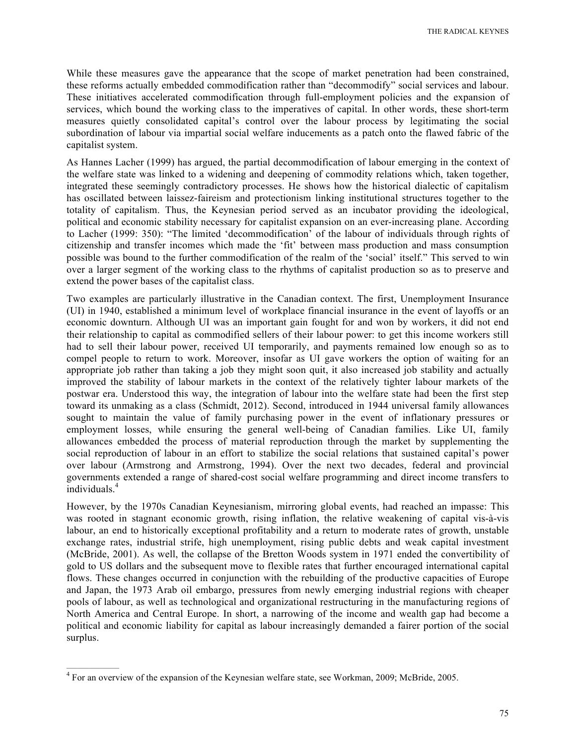While these measures gave the appearance that the scope of market penetration had been constrained, these reforms actually embedded commodification rather than "decommodify" social services and labour. These initiatives accelerated commodification through full-employment policies and the expansion of services, which bound the working class to the imperatives of capital. In other words, these short-term measures quietly consolidated capital's control over the labour process by legitimating the social subordination of labour via impartial social welfare inducements as a patch onto the flawed fabric of the capitalist system.

As Hannes Lacher (1999) has argued, the partial decommodification of labour emerging in the context of the welfare state was linked to a widening and deepening of commodity relations which, taken together, integrated these seemingly contradictory processes. He shows how the historical dialectic of capitalism has oscillated between laissez-faireism and protectionism linking institutional structures together to the totality of capitalism. Thus, the Keynesian period served as an incubator providing the ideological, political and economic stability necessary for capitalist expansion on an ever-increasing plane. According to Lacher (1999: 350): "The limited 'decommodification' of the labour of individuals through rights of citizenship and transfer incomes which made the 'fit' between mass production and mass consumption possible was bound to the further commodification of the realm of the 'social' itself." This served to win over a larger segment of the working class to the rhythms of capitalist production so as to preserve and extend the power bases of the capitalist class.

Two examples are particularly illustrative in the Canadian context. The first, Unemployment Insurance (UI) in 1940, established a minimum level of workplace financial insurance in the event of layoffs or an economic downturn. Although UI was an important gain fought for and won by workers, it did not end their relationship to capital as commodified sellers of their labour power: to get this income workers still had to sell their labour power, received UI temporarily, and payments remained low enough so as to compel people to return to work. Moreover, insofar as UI gave workers the option of waiting for an appropriate job rather than taking a job they might soon quit, it also increased job stability and actually improved the stability of labour markets in the context of the relatively tighter labour markets of the postwar era. Understood this way, the integration of labour into the welfare state had been the first step toward its unmaking as a class (Schmidt, 2012). Second, introduced in 1944 universal family allowances sought to maintain the value of family purchasing power in the event of inflationary pressures or employment losses, while ensuring the general well-being of Canadian families. Like UI, family allowances embedded the process of material reproduction through the market by supplementing the social reproduction of labour in an effort to stabilize the social relations that sustained capital's power over labour (Armstrong and Armstrong, 1994). Over the next two decades, federal and provincial governments extended a range of shared-cost social welfare programming and direct income transfers to individuals.[4]

However, by the 1970s Canadian Keynesianism, mirroring global events, had reached an impasse: This was rooted in stagnant economic growth, rising inflation, the relative weakening of capital vis-à-vis labour, an end to historically exceptional profitability and a return to moderate rates of growth, unstable exchange rates, industrial strife, high unemployment, rising public debts and weak capital investment (McBride, 2001). As well, the collapse of the Bretton Woods system in 1971 ended the convertibility of gold to US dollars and the subsequent move to flexible rates that further encouraged international capital flows. These changes occurred in conjunction with the rebuilding of the productive capacities of Europe and Japan, the 1973 Arab oil embargo, pressures from newly emerging industrial regions with cheaper pools of labour, as well as technological and organizational restructuring in the manufacturing regions of North America and Central Europe. In short, a narrowing of the income and wealth gap had become a political and economic liability for capital as labour increasingly demanded a fairer portion of the social surplus.

---

[4] For an overview of the expansion of the Keynesian welfare state, see Workman, 2009; McBride, 2005.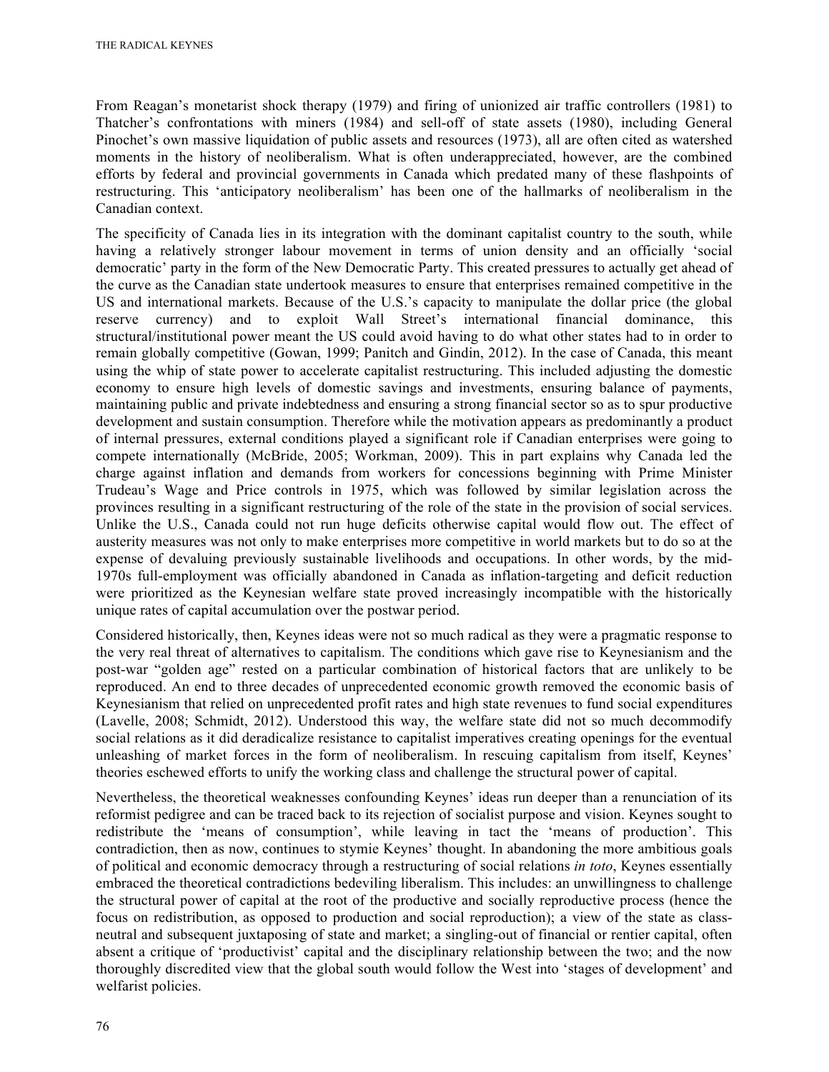From Reagan's monetarist shock therapy (1979) and firing of unionized air traffic controllers (1981) to Thatcher's confrontations with miners (1984) and sell-off of state assets (1980), including General Pinochet's own massive liquidation of public assets and resources (1973), all are often cited as watershed moments in the history of neoliberalism. What is often underappreciated, however, are the combined efforts by federal and provincial governments in Canada which predated many of these flashpoints of restructuring. This 'anticipatory neoliberalism' has been one of the hallmarks of neoliberalism in the Canadian context.

The specificity of Canada lies in its integration with the dominant capitalist country to the south, while having a relatively stronger labour movement in terms of union density and an officially 'social democratic' party in the form of the New Democratic Party. This created pressures to actually get ahead of the curve as the Canadian state undertook measures to ensure that enterprises remained competitive in the US and international markets. Because of the U.S.'s capacity to manipulate the dollar price (the global reserve currency) and to exploit Wall Street's international financial dominance, this structural/institutional power meant the US could avoid having to do what other states had to in order to remain globally competitive (Gowan, 1999; Panitch and Gindin, 2012). In the case of Canada, this meant using the whip of state power to accelerate capitalist restructuring. This included adjusting the domestic economy to ensure high levels of domestic savings and investments, ensuring balance of payments, maintaining public and private indebtedness and ensuring a strong financial sector so as to spur productive development and sustain consumption. Therefore while the motivation appears as predominantly a product of internal pressures, external conditions played a significant role if Canadian enterprises were going to compete internationally (McBride, 2005; Workman, 2009). This in part explains why Canada led the charge against inflation and demands from workers for concessions beginning with Prime Minister Trudeau's Wage and Price controls in 1975, which was followed by similar legislation across the provinces resulting in a significant restructuring of the role of the state in the provision of social services. Unlike the U.S., Canada could not run huge deficits otherwise capital would flow out. The effect of austerity measures was not only to make enterprises more competitive in world markets but to do so at the expense of devaluing previously sustainable livelihoods and occupations. In other words, by the mid-1970s full-employment was officially abandoned in Canada as inflation-targeting and deficit reduction were prioritized as the Keynesian welfare state proved increasingly incompatible with the historically unique rates of capital accumulation over the postwar period.

Considered historically, then, Keynes ideas were not so much radical as they were a pragmatic response to the very real threat of alternatives to capitalism. The conditions which gave rise to Keynesianism and the post-war "golden age" rested on a particular combination of historical factors that are unlikely to be reproduced. An end to three decades of unprecedented economic growth removed the economic basis of Keynesianism that relied on unprecedented profit rates and high state revenues to fund social expenditures (Lavelle, 2008; Schmidt, 2012). Understood this way, the welfare state did not so much decommodify social relations as it did deradicalize resistance to capitalist imperatives creating openings for the eventual unleashing of market forces in the form of neoliberalism. In rescuing capitalism from itself, Keynes' theories eschewed efforts to unify the working class and challenge the structural power of capital.

Nevertheless, the theoretical weaknesses confounding Keynes' ideas run deeper than a renunciation of its reformist pedigree and can be traced back to its rejection of socialist purpose and vision. Keynes sought to redistribute the 'means of consumption', while leaving in tact the 'means of production'. This contradiction, then as now, continues to stymie Keynes' thought. In abandoning the more ambitious goals of political and economic democracy through a restructuring of social relations *in toto*, Keynes essentially embraced the theoretical contradictions bedeviling liberalism. This includes: an unwillingness to challenge the structural power of capital at the root of the productive and socially reproductive process (hence the focus on redistribution, as opposed to production and social reproduction); a view of the state as class-neutral and subsequent juxtaposing of state and market; a singling-out of financial or rentier capital, often absent a critique of 'productivist' capital and the disciplinary relationship between the two; and the now thoroughly discredited view that the global south would follow the West into 'stages of development' and welfarist policies.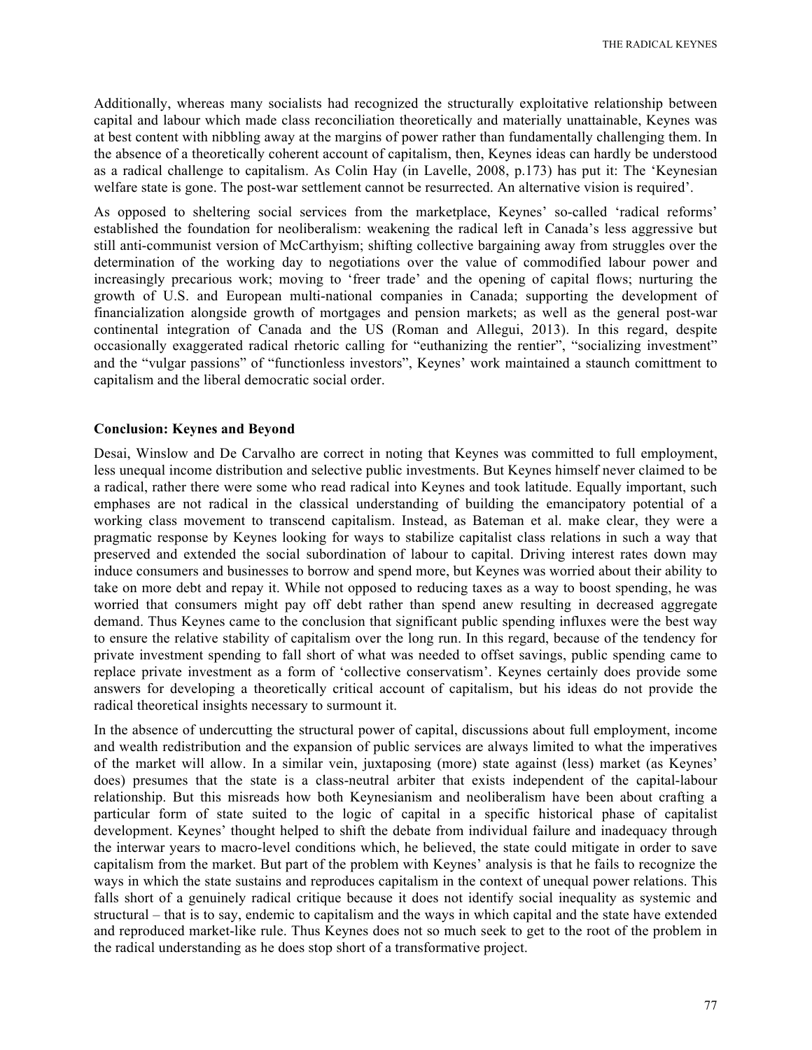Additionally, whereas many socialists had recognized the structurally exploitative relationship between capital and labour which made class reconciliation theoretically and materially unattainable, Keynes was at best content with nibbling away at the margins of power rather than fundamentally challenging them. In the absence of a theoretically coherent account of capitalism, then, Keynes ideas can hardly be understood as a radical challenge to capitalism. As Colin Hay (in Lavelle, 2008, p.173) has put it: The 'Keynesian welfare state is gone. The post-war settlement cannot be resurrected. An alternative vision is required'.

As opposed to sheltering social services from the marketplace, Keynes' so-called 'radical reforms' established the foundation for neoliberalism: weakening the radical left in Canada's less aggressive but still anti-communist version of McCarthyism; shifting collective bargaining away from struggles over the determination of the working day to negotiations over the value of commodified labour power and increasingly precarious work; moving to 'freer trade' and the opening of capital flows; nurturing the growth of U.S. and European multi-national companies in Canada; supporting the development of financialization alongside growth of mortgages and pension markets; as well as the general post-war continental integration of Canada and the US (Roman and Allegui, 2013). In this regard, despite occasionally exaggerated radical rhetoric calling for "euthanizing the rentier", "socializing investment" and the "vulgar passions" of "functionless investors", Keynes' work maintained a staunch comittment to capitalism and the liberal democratic social order.

**Conclusion: Keynes and Beyond**

Desai, Winslow and De Carvalho are correct in noting that Keynes was committed to full employment, less unequal income distribution and selective public investments. But Keynes himself never claimed to be a radical, rather there were some who read radical into Keynes and took latitude. Equally important, such emphases are not radical in the classical understanding of building the emancipatory potential of a working class movement to transcend capitalism. Instead, as Bateman et al. make clear, they were a pragmatic response by Keynes looking for ways to stabilize capitalist class relations in such a way that preserved and extended the social subordination of labour to capital. Driving interest rates down may induce consumers and businesses to borrow and spend more, but Keynes was worried about their ability to take on more debt and repay it. While not opposed to reducing taxes as a way to boost spending, he was worried that consumers might pay off debt rather than spend anew resulting in decreased aggregate demand. Thus Keynes came to the conclusion that significant public spending influxes were the best way to ensure the relative stability of capitalism over the long run. In this regard, because of the tendency for private investment spending to fall short of what was needed to offset savings, public spending came to replace private investment as a form of 'collective conservatism'. Keynes certainly does provide some answers for developing a theoretically critical account of capitalism, but his ideas do not provide the radical theoretical insights necessary to surmount it.

In the absence of undercutting the structural power of capital, discussions about full employment, income and wealth redistribution and the expansion of public services are always limited to what the imperatives of the market will allow. In a similar vein, juxtaposing (more) state against (less) market (as Keynes' does) presumes that the state is a class-neutral arbiter that exists independent of the capital-labour relationship. But this misreads how both Keynesianism and neoliberalism have been about crafting a particular form of state suited to the logic of capital in a specific historical phase of capitalist development. Keynes' thought helped to shift the debate from individual failure and inadequacy through the interwar years to macro-level conditions which, he believed, the state could mitigate in order to save capitalism from the market. But part of the problem with Keynes' analysis is that he fails to recognize the ways in which the state sustains and reproduces capitalism in the context of unequal power relations. This falls short of a genuinely radical critique because it does not identify social inequality as systemic and structural – that is to say, endemic to capitalism and the ways in which capital and the state have extended and reproduced market-like rule. Thus Keynes does not so much seek to get to the root of the problem in the radical understanding as he does stop short of a transformative project.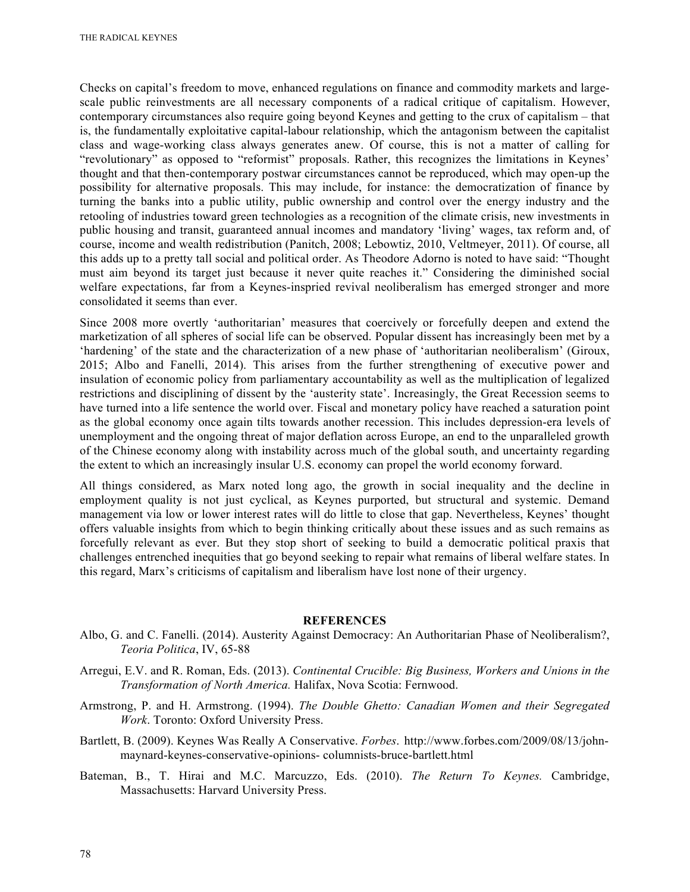Checks on capital's freedom to move, enhanced regulations on finance and commodity markets and large-scale public reinvestments are all necessary components of a radical critique of capitalism. However, contemporary circumstances also require going beyond Keynes and getting to the crux of capitalism – that is, the fundamentally exploitative capital-labour relationship, which the antagonism between the capitalist class and wage-working class always generates anew. Of course, this is not a matter of calling for "revolutionary" as opposed to "reformist" proposals. Rather, this recognizes the limitations in Keynes' thought and that then-contemporary postwar circumstances cannot be reproduced, which may open-up the possibility for alternative proposals. This may include, for instance: the democratization of finance by turning the banks into a public utility, public ownership and control over the energy industry and the retooling of industries toward green technologies as a recognition of the climate crisis, new investments in public housing and transit, guaranteed annual incomes and mandatory 'living' wages, tax reform and, of course, income and wealth redistribution (Panitch, 2008; Lebowtiz, 2010, Veltmeyer, 2011). Of course, all this adds up to a pretty tall social and political order. As Theodore Adorno is noted to have said: "Thought must aim beyond its target just because it never quite reaches it." Considering the diminished social welfare expectations, far from a Keynes-inspried revival neoliberalism has emerged stronger and more consolidated it seems than ever.

Since 2008 more overtly 'authoritarian' measures that coercively or forcefully deepen and extend the marketization of all spheres of social life can be observed. Popular dissent has increasingly been met by a 'hardening' of the state and the characterization of a new phase of 'authoritarian neoliberalism' (Giroux, 2015; Albo and Fanelli, 2014). This arises from the further strengthening of executive power and insulation of economic policy from parliamentary accountability as well as the multiplication of legalized restrictions and disciplining of dissent by the 'austerity state'. Increasingly, the Great Recession seems to have turned into a life sentence the world over. Fiscal and monetary policy have reached a saturation point as the global economy once again tilts towards another recession. This includes depression-era levels of unemployment and the ongoing threat of major deflation across Europe, an end to the unparalleled growth of the Chinese economy along with instability across much of the global south, and uncertainty regarding the extent to which an increasingly insular U.S. economy can propel the world economy forward.

All things considered, as Marx noted long ago, the growth in social inequality and the decline in employment quality is not just cyclical, as Keynes purported, but structural and systemic. Demand management via low or lower interest rates will do little to close that gap. Nevertheless, Keynes' thought offers valuable insights from which to begin thinking critically about these issues and as such remains as forcefully relevant as ever. But they stop short of seeking to build a democratic political praxis that challenges entrenched inequities that go beyond seeking to repair what remains of liberal welfare states. In this regard, Marx's criticisms of capitalism and liberalism have lost none of their urgency.

## REFERENCES

Albo, G. and C. Fanelli. (2014). Austerity Against Democracy: An Authoritarian Phase of Neoliberalism?, *Teoria Politica*, IV, 65-88

Arregui, E.V. and R. Roman, Eds. (2013). *Continental Crucible: Big Business, Workers and Unions in the Transformation of North America.* Halifax, Nova Scotia: Fernwood.

Armstrong, P. and H. Armstrong. (1994). *The Double Ghetto: Canadian Women and their Segregated Work*. Toronto: Oxford University Press.

Bartlett, B. (2009). Keynes Was Really A Conservative. *Forbes*. http://www.forbes.com/2009/08/13/john-maynard-keynes-conservative-opinions- columnists-bruce-bartlett.html

Bateman, B., T. Hirai and M.C. Marcuzzo, Eds. (2010). *The Return To Keynes.* Cambridge, Massachusetts: Harvard University Press.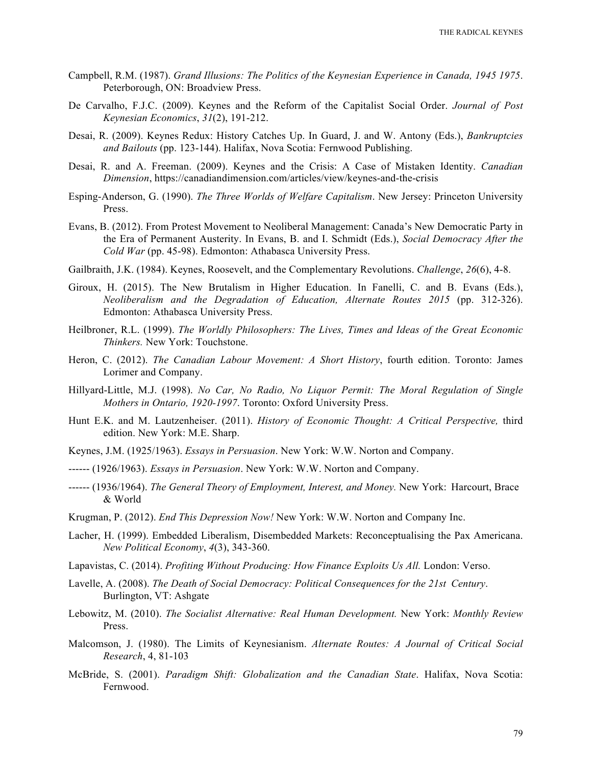Campbell, R.M. (1987). *Grand Illusions: The Politics of the Keynesian Experience in Canada, 1945 1975*. Peterborough, ON: Broadview Press.

De Carvalho, F.J.C. (2009). Keynes and the Reform of the Capitalist Social Order. *Journal of Post Keynesian Economics*, *31*(2), 191-212.

Desai, R. (2009). Keynes Redux: History Catches Up. In Guard, J. and W. Antony (Eds.), *Bankruptcies and Bailouts* (pp. 123-144). Halifax, Nova Scotia: Fernwood Publishing.

Desai, R. and A. Freeman. (2009). Keynes and the Crisis: A Case of Mistaken Identity. *Canadian Dimension*, https://canadiandimension.com/articles/view/keynes-and-the-crisis

Esping-Anderson, G. (1990). *The Three Worlds of Welfare Capitalism*. New Jersey: Princeton University Press.

Evans, B. (2012). From Protest Movement to Neoliberal Management: Canada's New Democratic Party in the Era of Permanent Austerity. In Evans, B. and I. Schmidt (Eds.), *Social Democracy After the Cold War* (pp. 45-98). Edmonton: Athabasca University Press.

Gailbraith, J.K. (1984). Keynes, Roosevelt, and the Complementary Revolutions. *Challenge*, *26*(6), 4-8.

Giroux, H. (2015). The New Brutalism in Higher Education. In Fanelli, C. and B. Evans (Eds.), *Neoliberalism and the Degradation of Education, Alternate Routes 2015* (pp. 312-326). Edmonton: Athabasca University Press.

Heilbroner, R.L. (1999). *The Worldly Philosophers: The Lives, Times and Ideas of the Great Economic Thinkers.* New York: Touchstone.

Heron, C. (2012). *The Canadian Labour Movement: A Short History*, fourth edition. Toronto: James Lorimer and Company.

Hillyard-Little, M.J. (1998). *No Car, No Radio, No Liquor Permit: The Moral Regulation of Single Mothers in Ontario, 1920-1997*. Toronto: Oxford University Press.

Hunt E.K. and M. Lautzenheiser. (2011). *History of Economic Thought: A Critical Perspective,* third edition. New York: M.E. Sharp.

Keynes, J.M. (1925/1963). *Essays in Persuasion*. New York: W.W. Norton and Company.

------ (1926/1963). *Essays in Persuasion*. New York: W.W. Norton and Company.

------ (1936/1964). *The General Theory of Employment, Interest, and Money.* New York: Harcourt, Brace & World

Krugman, P. (2012). *End This Depression Now!* New York: W.W. Norton and Company Inc.

Lacher, H. (1999). Embedded Liberalism, Disembedded Markets: Reconceptualising the Pax Americana. *New Political Economy*, *4*(3), 343-360.

Lapavistas, C. (2014). *Profiting Without Producing: How Finance Exploits Us All.* London: Verso.

Lavelle, A. (2008). *The Death of Social Democracy: Political Consequences for the 21st Century*. Burlington, VT: Ashgate

Lebowitz, M. (2010). *The Socialist Alternative: Real Human Development.* New York: *Monthly Review* Press.

Malcomson, J. (1980). The Limits of Keynesianism. *Alternate Routes: A Journal of Critical Social Research*, 4, 81-103

McBride, S. (2001). *Paradigm Shift: Globalization and the Canadian State*. Halifax, Nova Scotia: Fernwood.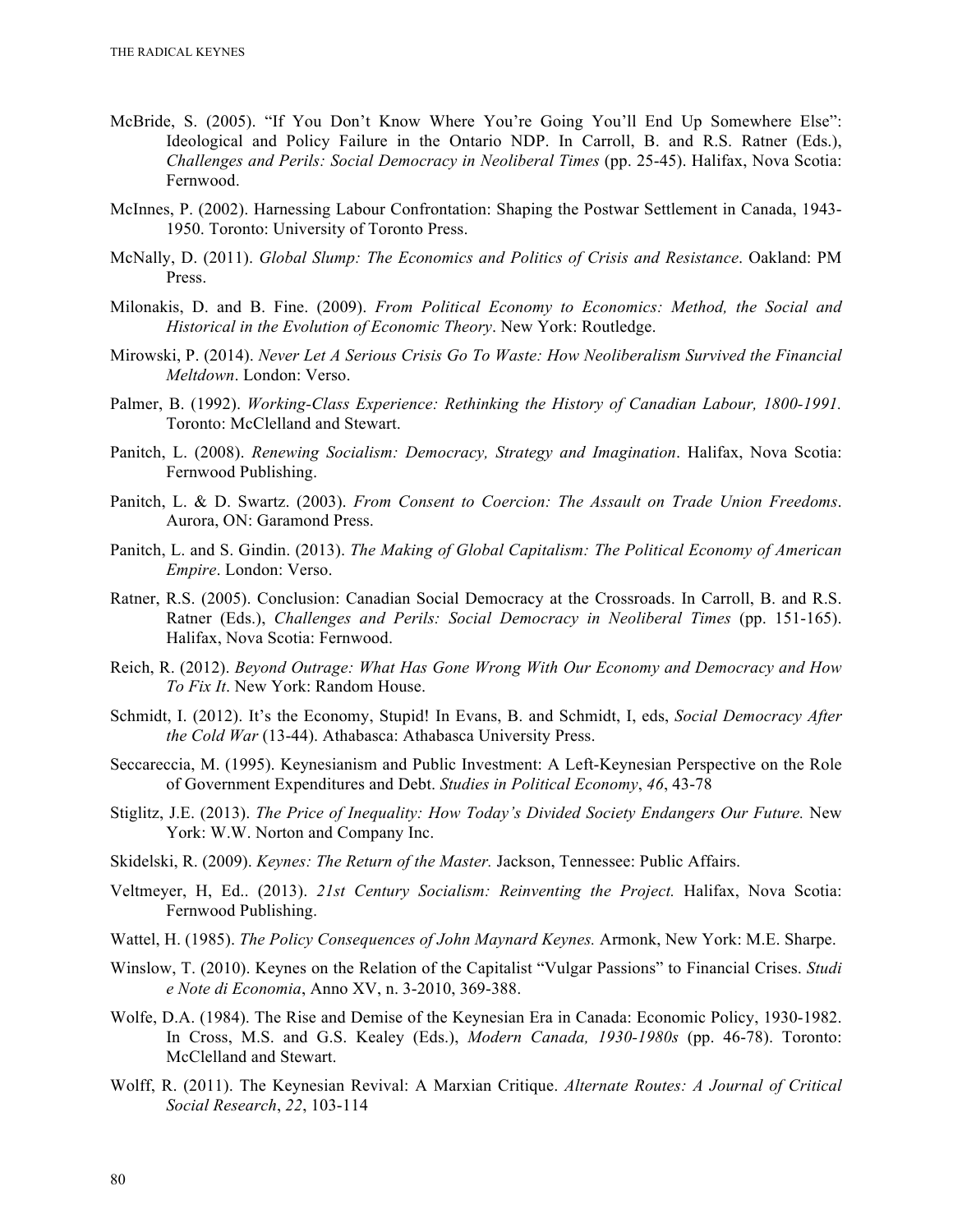McBride, S. (2005). "If You Don't Know Where You're Going You'll End Up Somewhere Else": Ideological and Policy Failure in the Ontario NDP. In Carroll, B. and R.S. Ratner (Eds.), *Challenges and Perils: Social Democracy in Neoliberal Times* (pp. 25-45). Halifax, Nova Scotia: Fernwood.

McInnes, P. (2002). Harnessing Labour Confrontation: Shaping the Postwar Settlement in Canada, 1943-1950. Toronto: University of Toronto Press.

McNally, D. (2011). *Global Slump: The Economics and Politics of Crisis and Resistance*. Oakland: PM Press.

Milonakis, D. and B. Fine. (2009). *From Political Economy to Economics: Method, the Social and Historical in the Evolution of Economic Theory*. New York: Routledge.

Mirowski, P. (2014). *Never Let A Serious Crisis Go To Waste: How Neoliberalism Survived the Financial Meltdown*. London: Verso.

Palmer, B. (1992). *Working-Class Experience: Rethinking the History of Canadian Labour, 1800-1991.* Toronto: McClelland and Stewart.

Panitch, L. (2008). *Renewing Socialism: Democracy, Strategy and Imagination*. Halifax, Nova Scotia: Fernwood Publishing.

Panitch, L. & D. Swartz. (2003). *From Consent to Coercion: The Assault on Trade Union Freedoms*. Aurora, ON: Garamond Press.

Panitch, L. and S. Gindin. (2013). *The Making of Global Capitalism: The Political Economy of American Empire*. London: Verso.

Ratner, R.S. (2005). Conclusion: Canadian Social Democracy at the Crossroads. In Carroll, B. and R.S. Ratner (Eds.), *Challenges and Perils: Social Democracy in Neoliberal Times* (pp. 151-165). Halifax, Nova Scotia: Fernwood.

Reich, R. (2012). *Beyond Outrage: What Has Gone Wrong With Our Economy and Democracy and How To Fix It*. New York: Random House.

Schmidt, I. (2012). It's the Economy, Stupid! In Evans, B. and Schmidt, I, eds, *Social Democracy After the Cold War* (13-44). Athabasca: Athabasca University Press.

Seccareccia, M. (1995). Keynesianism and Public Investment: A Left-Keynesian Perspective on the Role of Government Expenditures and Debt. *Studies in Political Economy*, *46*, 43-78

Stiglitz, J.E. (2013). *The Price of Inequality: How Today's Divided Society Endangers Our Future.* New York: W.W. Norton and Company Inc.

Skidelski, R. (2009). *Keynes: The Return of the Master.* Jackson, Tennessee: Public Affairs.

Veltmeyer, H, Ed.. (2013). *21st Century Socialism: Reinventing the Project.* Halifax, Nova Scotia: Fernwood Publishing.

Wattel, H. (1985). *The Policy Consequences of John Maynard Keynes.* Armonk, New York: M.E. Sharpe.

Winslow, T. (2010). Keynes on the Relation of the Capitalist "Vulgar Passions" to Financial Crises. *Studi e Note di Economia*, Anno XV, n. 3-2010, 369-388.

Wolfe, D.A. (1984). The Rise and Demise of the Keynesian Era in Canada: Economic Policy, 1930-1982. In Cross, M.S. and G.S. Kealey (Eds.), *Modern Canada, 1930-1980s* (pp. 46-78). Toronto: McClelland and Stewart.

Wolff, R. (2011). The Keynesian Revival: A Marxian Critique. *Alternate Routes: A Journal of Critical Social Research*, *22*, 103-114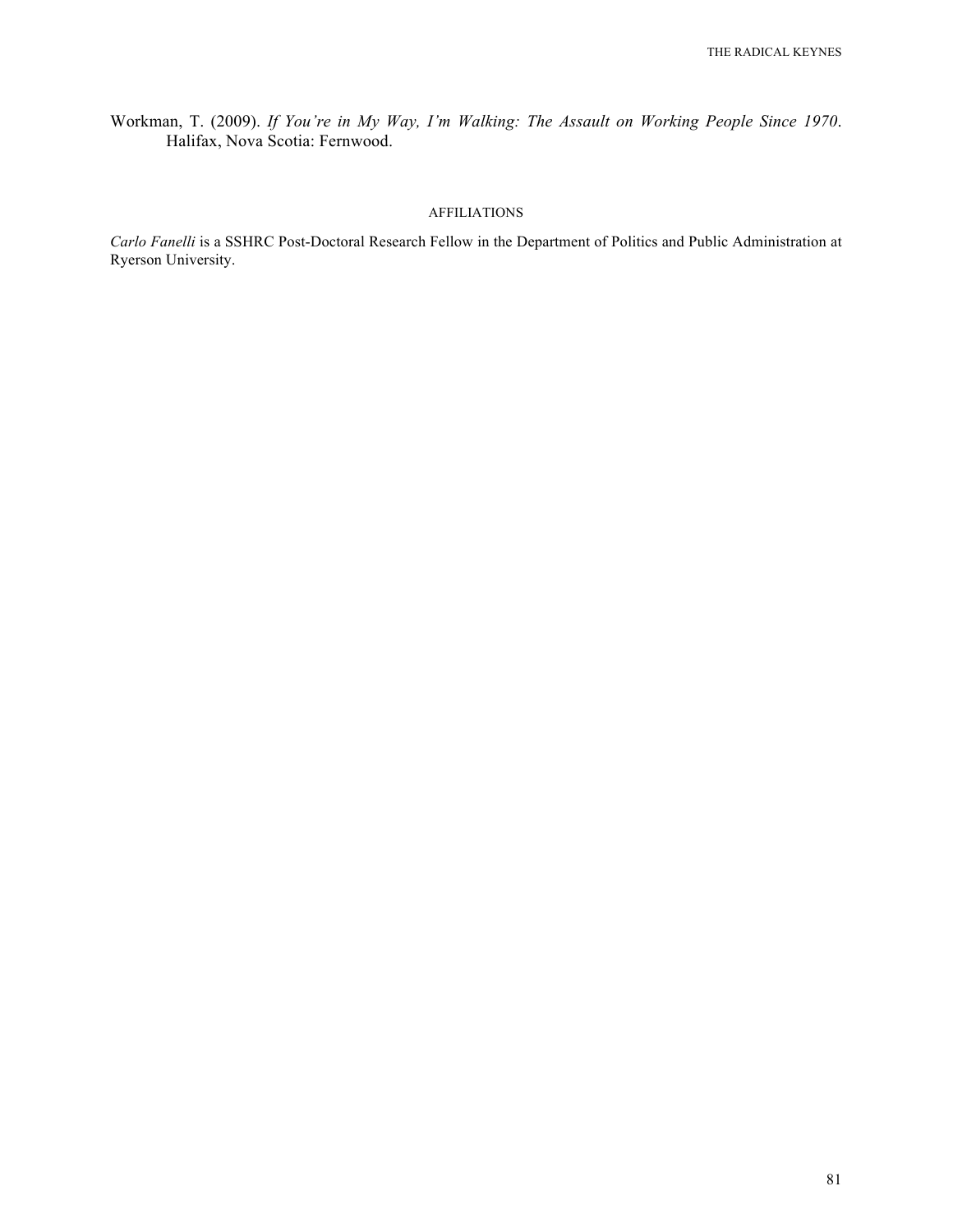Workman, T. (2009). *If You're in My Way, I'm Walking: The Assault on Working People Since 1970*. Halifax, Nova Scotia: Fernwood.

## AFFILIATIONS

*Carlo Fanelli* is a SSHRC Post-Doctoral Research Fellow in the Department of Politics and Public Administration at Ryerson University.